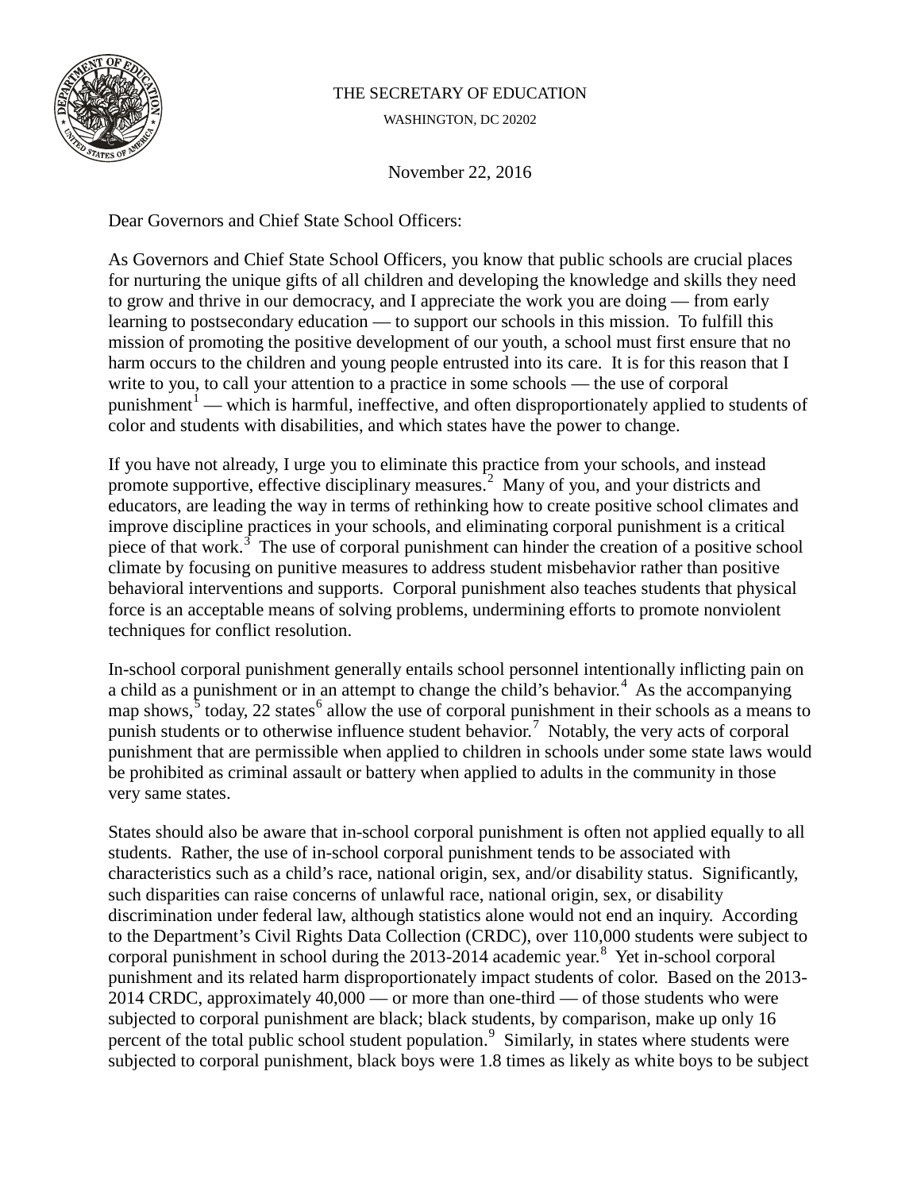THE SECRETARY OF EDUCATION

WASHINGTON, DC 20202

November 22, 2016

Dear Governors and Chief State School Officers:

As Governors and Chief State School Officers, you know that public schools are crucial places for nurturing the unique gifts of all children and developing the knowledge and skills they need to grow and thrive in our democracy, and I appreciate the work you are doing — from early learning to postsecondary education — to support our schools in this mission. To fulfill this mission of promoting the positive development of our youth, a school must first ensure that no harm occurs to the children and young people entrusted into its care. It is for this reason that I write to you, to call your attention to a practice in some schools — the use of corporal punishment[1] — which is harmful, ineffective, and often disproportionately applied to students of color and students with disabilities, and which states have the power to change.

If you have not already, I urge you to eliminate this practice from your schools, and instead promote supportive, effective disciplinary measures.[2] Many of you, and your districts and educators, are leading the way in terms of rethinking how to create positive school climates and improve discipline practices in your schools, and eliminating corporal punishment is a critical piece of that work.[3] The use of corporal punishment can hinder the creation of a positive school climate by focusing on punitive measures to address student misbehavior rather than positive behavioral interventions and supports. Corporal punishment also teaches students that physical force is an acceptable means of solving problems, undermining efforts to promote nonviolent techniques for conflict resolution.

In-school corporal punishment generally entails school personnel intentionally inflicting pain on a child as a punishment or in an attempt to change the child's behavior.[4] As the accompanying map shows,[5] today, 22 states[6] allow the use of corporal punishment in their schools as a means to punish students or to otherwise influence student behavior.[7] Notably, the very acts of corporal punishment that are permissible when applied to children in schools under some state laws would be prohibited as criminal assault or battery when applied to adults in the community in those very same states.

States should also be aware that in-school corporal punishment is often not applied equally to all students. Rather, the use of in-school corporal punishment tends to be associated with characteristics such as a child's race, national origin, sex, and/or disability status. Significantly, such disparities can raise concerns of unlawful race, national origin, sex, or disability discrimination under federal law, although statistics alone would not end an inquiry. According to the Department's Civil Rights Data Collection (CRDC), over 110,000 students were subject to corporal punishment in school during the 2013-2014 academic year.[8] Yet in-school corporal punishment and its related harm disproportionately impact students of color. Based on the 2013-2014 CRDC, approximately 40,000 — or more than one-third — of those students who were subjected to corporal punishment are black; black students, by comparison, make up only 16 percent of the total public school student population.[9] Similarly, in states where students were subjected to corporal punishment, black boys were 1.8 times as likely as white boys to be subject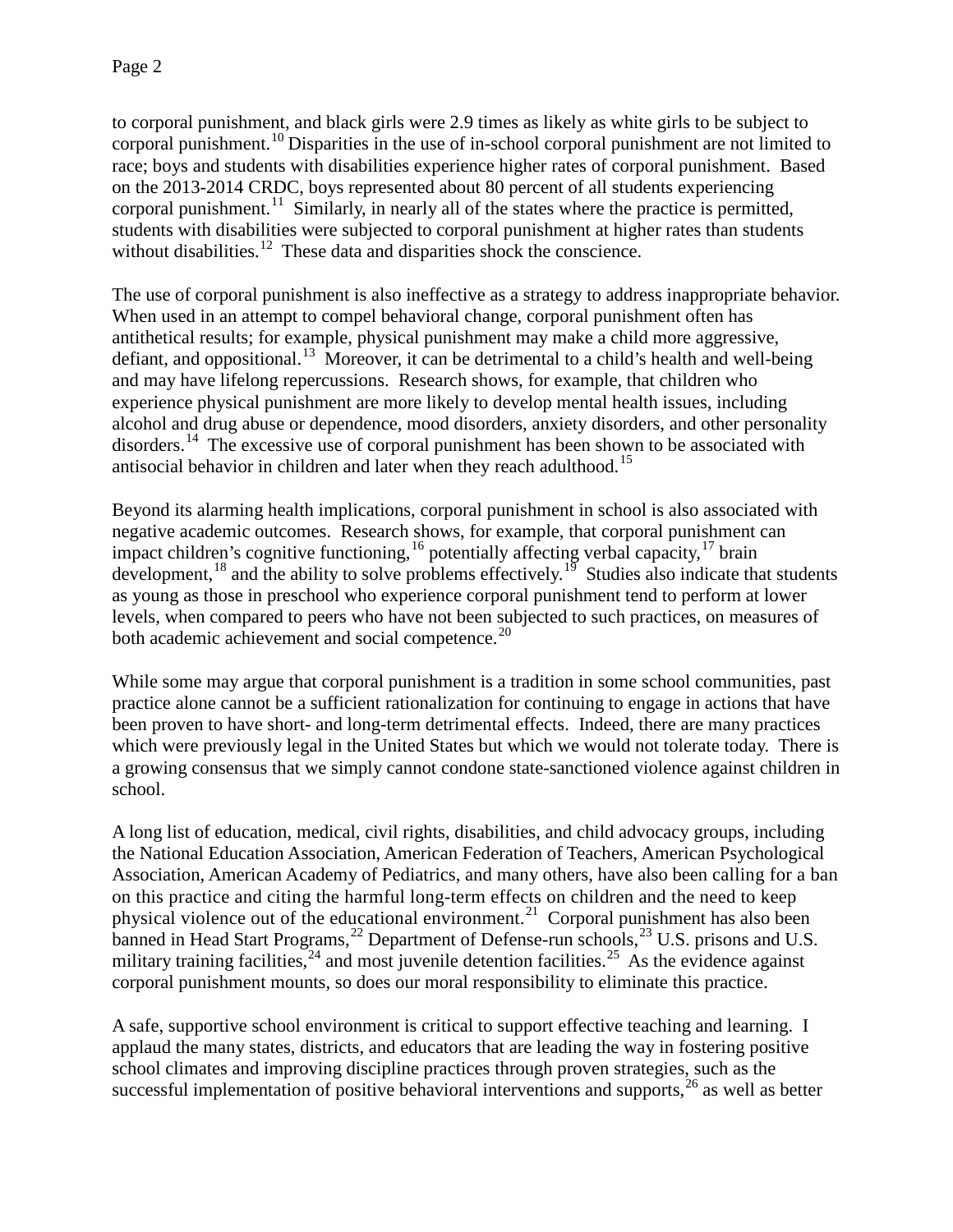to corporal punishment, and black girls were 2.9 times as likely as white girls to be subject to corporal punishment.[10] Disparities in the use of in-school corporal punishment are not limited to race; boys and students with disabilities experience higher rates of corporal punishment. Based on the 2013-2014 CRDC, boys represented about 80 percent of all students experiencing corporal punishment.[11] Similarly, in nearly all of the states where the practice is permitted, students with disabilities were subjected to corporal punishment at higher rates than students without disabilities.[12] These data and disparities shock the conscience.

The use of corporal punishment is also ineffective as a strategy to address inappropriate behavior. When used in an attempt to compel behavioral change, corporal punishment often has antithetical results; for example, physical punishment may make a child more aggressive, defiant, and oppositional.[13] Moreover, it can be detrimental to a child's health and well-being and may have lifelong repercussions. Research shows, for example, that children who experience physical punishment are more likely to develop mental health issues, including alcohol and drug abuse or dependence, mood disorders, anxiety disorders, and other personality disorders.[14] The excessive use of corporal punishment has been shown to be associated with antisocial behavior in children and later when they reach adulthood.[15]

Beyond its alarming health implications, corporal punishment in school is also associated with negative academic outcomes. Research shows, for example, that corporal punishment can impact children's cognitive functioning,[16] potentially affecting verbal capacity,[17] brain development,[18] and the ability to solve problems effectively.[19] Studies also indicate that students as young as those in preschool who experience corporal punishment tend to perform at lower levels, when compared to peers who have not been subjected to such practices, on measures of both academic achievement and social competence.[20]

While some may argue that corporal punishment is a tradition in some school communities, past practice alone cannot be a sufficient rationalization for continuing to engage in actions that have been proven to have short- and long-term detrimental effects. Indeed, there are many practices which were previously legal in the United States but which we would not tolerate today. There is a growing consensus that we simply cannot condone state-sanctioned violence against children in school.

A long list of education, medical, civil rights, disabilities, and child advocacy groups, including the National Education Association, American Federation of Teachers, American Psychological Association, American Academy of Pediatrics, and many others, have also been calling for a ban on this practice and citing the harmful long-term effects on children and the need to keep physical violence out of the educational environment.[21] Corporal punishment has also been banned in Head Start Programs,[22] Department of Defense-run schools,[23] U.S. prisons and U.S. military training facilities,[24] and most juvenile detention facilities.[25] As the evidence against corporal punishment mounts, so does our moral responsibility to eliminate this practice.

A safe, supportive school environment is critical to support effective teaching and learning. I applaud the many states, districts, and educators that are leading the way in fostering positive school climates and improving discipline practices through proven strategies, such as the successful implementation of positive behavioral interventions and supports,[26] as well as better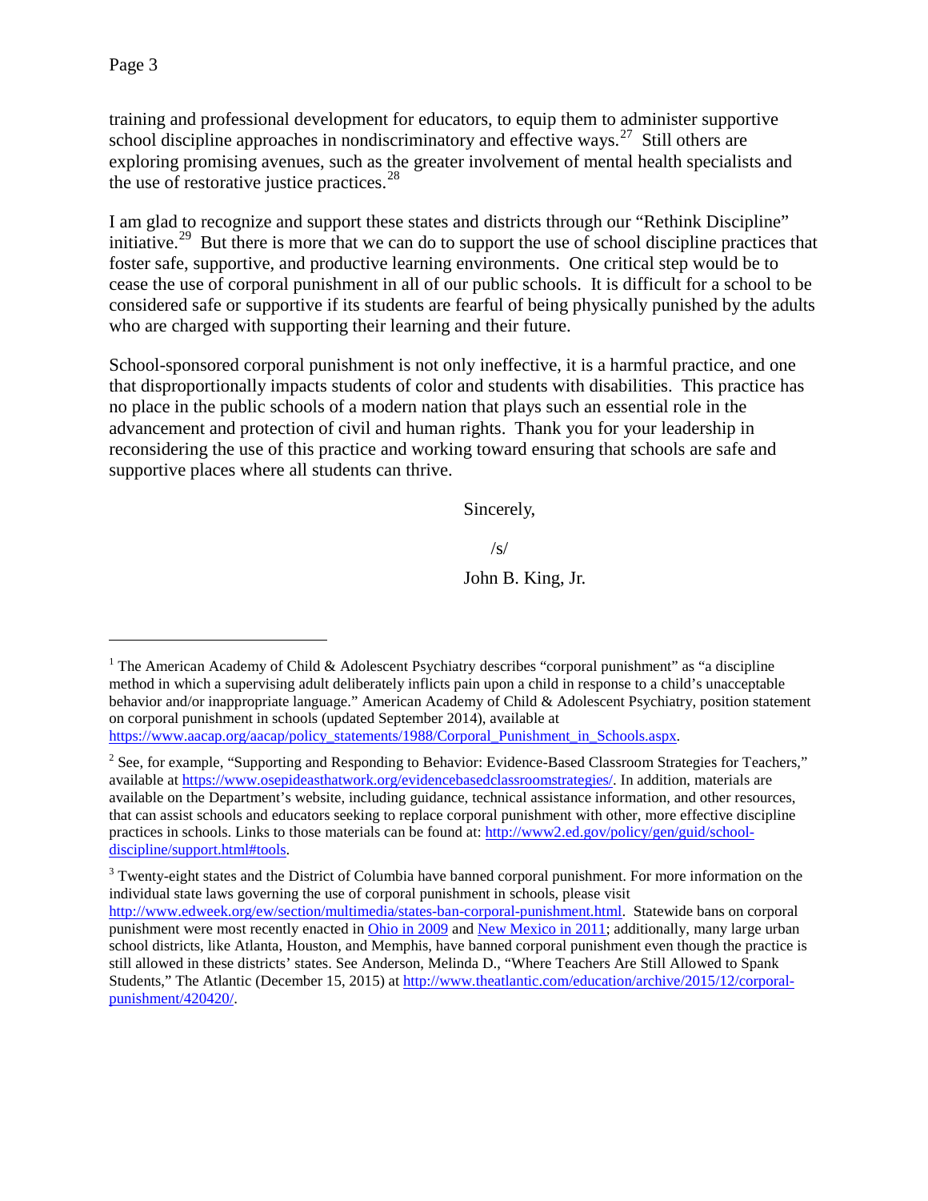training and professional development for educators, to equip them to administer supportive school discipline approaches in nondiscriminatory and effective ways.[27] Still others are exploring promising avenues, such as the greater involvement of mental health specialists and the use of restorative justice practices.[28]

I am glad to recognize and support these states and districts through our "Rethink Discipline" initiative.[29] But there is more that we can do to support the use of school discipline practices that foster safe, supportive, and productive learning environments. One critical step would be to cease the use of corporal punishment in all of our public schools. It is difficult for a school to be considered safe or supportive if its students are fearful of being physically punished by the adults who are charged with supporting their learning and their future.

School-sponsored corporal punishment is not only ineffective, it is a harmful practice, and one that disproportionally impacts students of color and students with disabilities. This practice has no place in the public schools of a modern nation that plays such an essential role in the advancement and protection of civil and human rights. Thank you for your leadership in reconsidering the use of this practice and working toward ensuring that schools are safe and supportive places where all students can thrive.

Sincerely,

/s/

John B. King, Jr.

---

[1] The American Academy of Child & Adolescent Psychiatry describes "corporal punishment" as "a discipline method in which a supervising adult deliberately inflicts pain upon a child in response to a child's unacceptable behavior and/or inappropriate language." American Academy of Child & Adolescent Psychiatry, position statement on corporal punishment in schools (updated September 2014), available at https://www.aacap.org/aacap/policy_statements/1988/Corporal_Punishment_in_Schools.aspx.

[2] See, for example, "Supporting and Responding to Behavior: Evidence-Based Classroom Strategies for Teachers," available at https://www.osepideasthatwork.org/evidencebasedclassroomstrategies/. In addition, materials are available on the Department's website, including guidance, technical assistance information, and other resources, that can assist schools and educators seeking to replace corporal punishment with other, more effective discipline practices in schools. Links to those materials can be found at: http://www2.ed.gov/policy/gen/guid/school-discipline/support.html#tools.

[3] Twenty-eight states and the District of Columbia have banned corporal punishment. For more information on the individual state laws governing the use of corporal punishment in schools, please visit http://www.edweek.org/ew/section/multimedia/states-ban-corporal-punishment.html. Statewide bans on corporal punishment were most recently enacted in Ohio in 2009 and New Mexico in 2011; additionally, many large urban school districts, like Atlanta, Houston, and Memphis, have banned corporal punishment even though the practice is still allowed in these districts' states. See Anderson, Melinda D., "Where Teachers Are Still Allowed to Spank Students," The Atlantic (December 15, 2015) at http://www.theatlantic.com/education/archive/2015/12/corporal-punishment/420420/.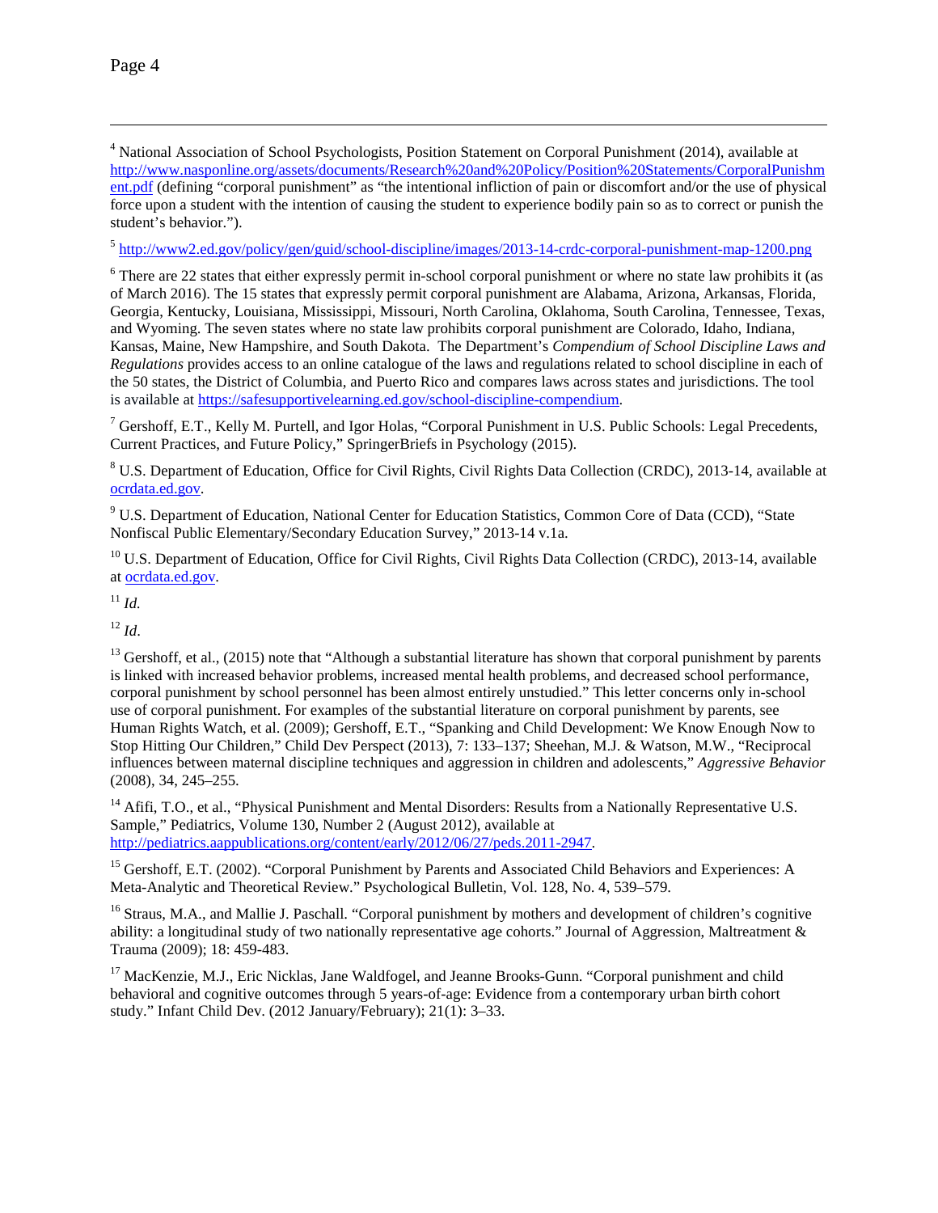[4] National Association of School Psychologists, Position Statement on Corporal Punishment (2014), available at http://www.nasponline.org/assets/documents/Research%20and%20Policy/Position%20Statements/CorporalPunishment.pdf (defining "corporal punishment" as "the intentional infliction of pain or discomfort and/or the use of physical force upon a student with the intention of causing the student to experience bodily pain so as to correct or punish the student's behavior.").

[5] http://www2.ed.gov/policy/gen/guid/school-discipline/images/2013-14-crdc-corporal-punishment-map-1200.png

[6] There are 22 states that either expressly permit in-school corporal punishment or where no state law prohibits it (as of March 2016). The 15 states that expressly permit corporal punishment are Alabama, Arizona, Arkansas, Florida, Georgia, Kentucky, Louisiana, Mississippi, Missouri, North Carolina, Oklahoma, South Carolina, Tennessee, Texas, and Wyoming. The seven states where no state law prohibits corporal punishment are Colorado, Idaho, Indiana, Kansas, Maine, New Hampshire, and South Dakota. The Department's *Compendium of School Discipline Laws and Regulations* provides access to an online catalogue of the laws and regulations related to school discipline in each of the 50 states, the District of Columbia, and Puerto Rico and compares laws across states and jurisdictions. The tool is available at https://safesupportivelearning.ed.gov/school-discipline-compendium.

[7] Gershoff, E.T., Kelly M. Purtell, and Igor Holas, "Corporal Punishment in U.S. Public Schools: Legal Precedents, Current Practices, and Future Policy," SpringerBriefs in Psychology (2015).

[8] U.S. Department of Education, Office for Civil Rights, Civil Rights Data Collection (CRDC), 2013-14, available at ocrdata.ed.gov.

[9] U.S. Department of Education, National Center for Education Statistics, Common Core of Data (CCD), "State Nonfiscal Public Elementary/Secondary Education Survey," 2013-14 v.1a.

[10] U.S. Department of Education, Office for Civil Rights, Civil Rights Data Collection (CRDC), 2013-14, available at ocrdata.ed.gov.

[11] *Id.*

[12] *Id*.

[13] Gershoff, et al., (2015) note that "Although a substantial literature has shown that corporal punishment by parents is linked with increased behavior problems, increased mental health problems, and decreased school performance, corporal punishment by school personnel has been almost entirely unstudied." This letter concerns only in-school use of corporal punishment. For examples of the substantial literature on corporal punishment by parents, see Human Rights Watch, et al. (2009); Gershoff, E.T., "Spanking and Child Development: We Know Enough Now to Stop Hitting Our Children," Child Dev Perspect (2013), 7: 133–137; Sheehan, M.J. & Watson, M.W., "Reciprocal influences between maternal discipline techniques and aggression in children and adolescents," *Aggressive Behavior* (2008), 34, 245–255.

[14] Afifi, T.O., et al., "Physical Punishment and Mental Disorders: Results from a Nationally Representative U.S. Sample," Pediatrics, Volume 130, Number 2 (August 2012), available at http://pediatrics.aappublications.org/content/early/2012/06/27/peds.2011-2947.

[15] Gershoff, E.T. (2002). "Corporal Punishment by Parents and Associated Child Behaviors and Experiences: A Meta-Analytic and Theoretical Review." Psychological Bulletin, Vol. 128, No. 4, 539–579.

[16] Straus, M.A., and Mallie J. Paschall. "Corporal punishment by mothers and development of children's cognitive ability: a longitudinal study of two nationally representative age cohorts." Journal of Aggression, Maltreatment & Trauma (2009); 18: 459-483.

[17] MacKenzie, M.J., Eric Nicklas, Jane Waldfogel, and Jeanne Brooks-Gunn. "Corporal punishment and child behavioral and cognitive outcomes through 5 years-of-age: Evidence from a contemporary urban birth cohort study." Infant Child Dev. (2012 January/February); 21(1): 3–33.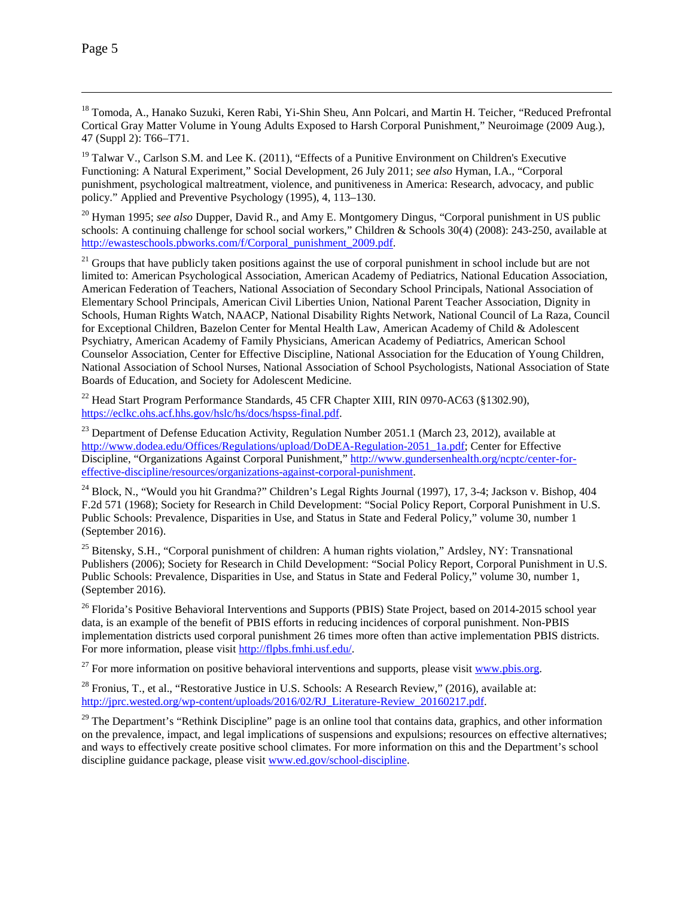[18] Tomoda, A., Hanako Suzuki, Keren Rabi, Yi-Shin Sheu, Ann Polcari, and Martin H. Teicher, "Reduced Prefrontal Cortical Gray Matter Volume in Young Adults Exposed to Harsh Corporal Punishment," Neuroimage (2009 Aug.), 47 (Suppl 2): T66–T71.

[19] Talwar V., Carlson S.M. and Lee K. (2011), "Effects of a Punitive Environment on Children's Executive Functioning: A Natural Experiment," Social Development, 26 July 2011; *see also* Hyman, I.A., "Corporal punishment, psychological maltreatment, violence, and punitiveness in America: Research, advocacy, and public policy." Applied and Preventive Psychology (1995), 4, 113–130.

[20] Hyman 1995; *see also* Dupper, David R., and Amy E. Montgomery Dingus, "Corporal punishment in US public schools: A continuing challenge for school social workers," Children & Schools 30(4) (2008): 243-250, available at http://ewasteschools.pbworks.com/f/Corporal_punishment_2009.pdf.

[21] Groups that have publicly taken positions against the use of corporal punishment in school include but are not limited to: American Psychological Association, American Academy of Pediatrics, National Education Association, American Federation of Teachers, National Association of Secondary School Principals, National Association of Elementary School Principals, American Civil Liberties Union, National Parent Teacher Association, Dignity in Schools, Human Rights Watch, NAACP, National Disability Rights Network, National Council of La Raza, Council for Exceptional Children, Bazelon Center for Mental Health Law, American Academy of Child & Adolescent Psychiatry, American Academy of Family Physicians, American Academy of Pediatrics, American School Counselor Association, Center for Effective Discipline, National Association for the Education of Young Children, National Association of School Nurses, National Association of School Psychologists, National Association of State Boards of Education, and Society for Adolescent Medicine.

[22] Head Start Program Performance Standards, 45 CFR Chapter XIII, RIN 0970-AC63 (§1302.90), https://eclkc.ohs.acf.hhs.gov/hslc/hs/docs/hspss-final.pdf.

[23] Department of Defense Education Activity, Regulation Number 2051.1 (March 23, 2012), available at http://www.dodea.edu/Offices/Regulations/upload/DoDEA-Regulation-2051_1a.pdf; Center for Effective Discipline, "Organizations Against Corporal Punishment," http://www.gundersenhealth.org/ncptc/center-for-effective-discipline/resources/organizations-against-corporal-punishment.

[24] Block, N., "Would you hit Grandma?" Children's Legal Rights Journal (1997), 17, 3-4; Jackson v. Bishop, 404 F.2d 571 (1968); Society for Research in Child Development: "Social Policy Report, Corporal Punishment in U.S. Public Schools: Prevalence, Disparities in Use, and Status in State and Federal Policy," volume 30, number 1 (September 2016).

[25] Bitensky, S.H., "Corporal punishment of children: A human rights violation," Ardsley, NY: Transnational Publishers (2006); Society for Research in Child Development: "Social Policy Report, Corporal Punishment in U.S. Public Schools: Prevalence, Disparities in Use, and Status in State and Federal Policy," volume 30, number 1, (September 2016).

[26] Florida's Positive Behavioral Interventions and Supports (PBIS) State Project, based on 2014-2015 school year data, is an example of the benefit of PBIS efforts in reducing incidences of corporal punishment. Non-PBIS implementation districts used corporal punishment 26 times more often than active implementation PBIS districts. For more information, please visit http://flpbs.fmhi.usf.edu/.

[27] For more information on positive behavioral interventions and supports, please visit www.pbis.org.

[28] Fronius, T., et al., "Restorative Justice in U.S. Schools: A Research Review," (2016), available at: http://jprc.wested.org/wp-content/uploads/2016/02/RJ_Literature-Review_20160217.pdf.

[29] The Department's "Rethink Discipline" page is an online tool that contains data, graphics, and other information on the prevalence, impact, and legal implications of suspensions and expulsions; resources on effective alternatives; and ways to effectively create positive school climates. For more information on this and the Department's school discipline guidance package, please visit www.ed.gov/school-discipline.